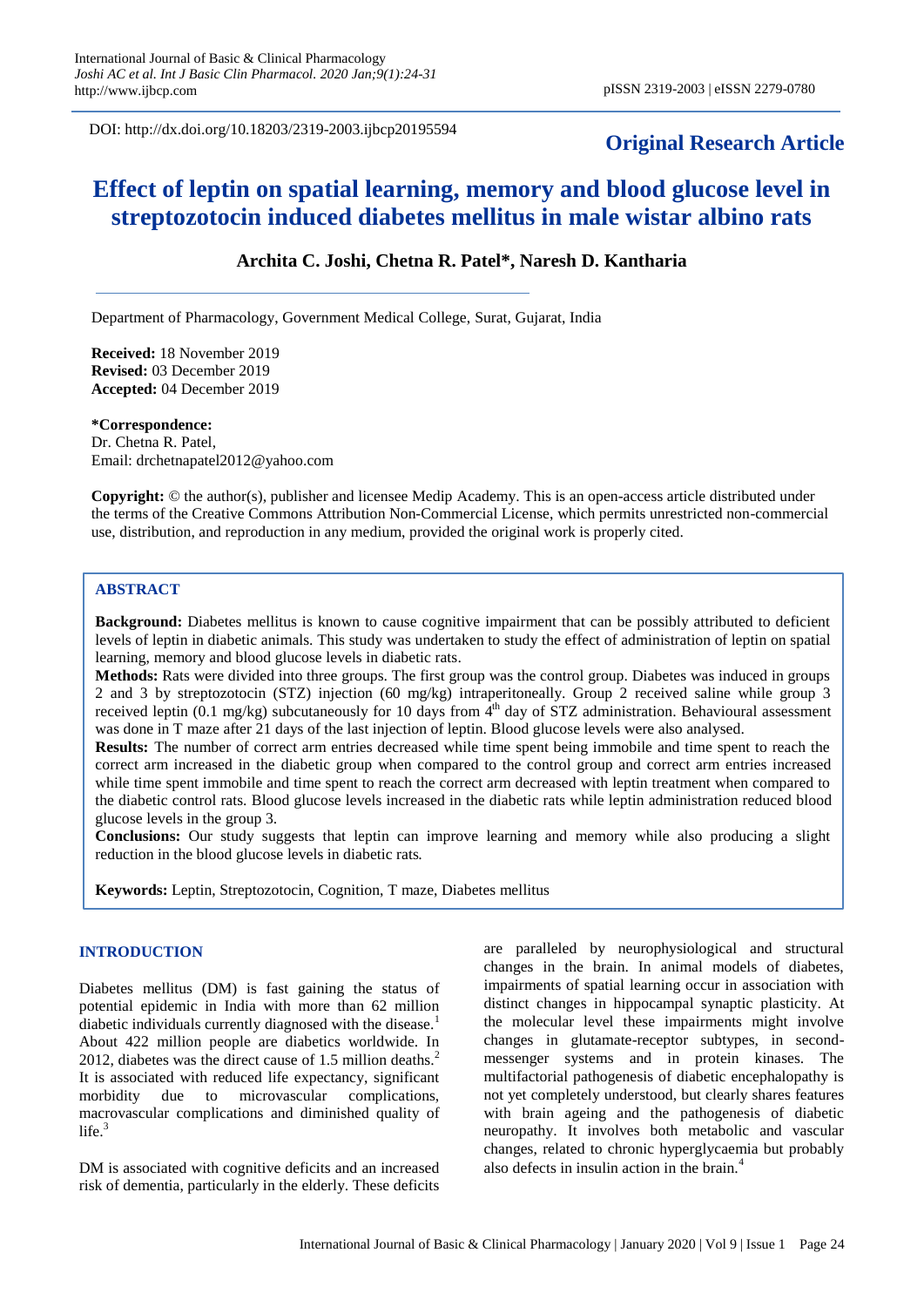DOI: http://dx.doi.org/10.18203/2319-2003.ijbcp20195594

**Original Research Article**

# Effect of leptin on spatial learning, memory and blood glucose level in streptozotocin induced diabetes mellitus in male wistar albino rats

**Archita C. Joshi, Chetna R. Patel\*, Naresh D. Kantharia**

Department of Pharmacology, Government Medical College, Surat, Gujarat, India

**Received:** 18 November 2019
**Revised:** 03 December 2019
**Accepted:** 04 December 2019

**\*Correspondence:**
Dr. Chetna R. Patel,
Email: drchetnapatel2012@yahoo.com

**Copyright:** © the author(s), publisher and licensee Medip Academy. This is an open-access article distributed under the terms of the Creative Commons Attribution Non-Commercial License, which permits unrestricted non-commercial use, distribution, and reproduction in any medium, provided the original work is properly cited.

## ABSTRACT

**Background:** Diabetes mellitus is known to cause cognitive impairment that can be possibly attributed to deficient levels of leptin in diabetic animals. This study was undertaken to study the effect of administration of leptin on spatial learning, memory and blood glucose levels in diabetic rats.

**Methods:** Rats were divided into three groups. The first group was the control group. Diabetes was induced in groups 2 and 3 by streptozotocin (STZ) injection (60 mg/kg) intraperitoneally. Group 2 received saline while group 3 received leptin (0.1 mg/kg) subcutaneously for 10 days from $4^{th}$ day of STZ administration. Behavioural assessment was done in T maze after 21 days of the last injection of leptin. Blood glucose levels were also analysed.

**Results:** The number of correct arm entries decreased while time spent being immobile and time spent to reach the correct arm increased in the diabetic group when compared to the control group and correct arm entries increased while time spent immobile and time spent to reach the correct arm decreased with leptin treatment when compared to the diabetic control rats. Blood glucose levels increased in the diabetic rats while leptin administration reduced blood glucose levels in the group 3.

**Conclusions:** Our study suggests that leptin can improve learning and memory while also producing a slight reduction in the blood glucose levels in diabetic rats.

**Keywords:** Leptin, Streptozotocin, Cognition, T maze, Diabetes mellitus

## INTRODUCTION

Diabetes mellitus (DM) is fast gaining the status of potential epidemic in India with more than 62 million diabetic individuals currently diagnosed with the disease.[1] About 422 million people are diabetics worldwide. In 2012, diabetes was the direct cause of 1.5 million deaths.[2] It is associated with reduced life expectancy, significant morbidity due to microvascular complications, macrovascular complications and diminished quality of life.[3]

DM is associated with cognitive deficits and an increased risk of dementia, particularly in the elderly. These deficits are paralleled by neurophysiological and structural changes in the brain. In animal models of diabetes, impairments of spatial learning occur in association with distinct changes in hippocampal synaptic plasticity. At the molecular level these impairments might involve changes in glutamate-receptor subtypes, in second-messenger systems and in protein kinases. The multifactorial pathogenesis of diabetic encephalopathy is not yet completely understood, but clearly shares features with brain ageing and the pathogenesis of diabetic neuropathy. It involves both metabolic and vascular changes, related to chronic hyperglycaemia but probably also defects in insulin action in the brain.[4]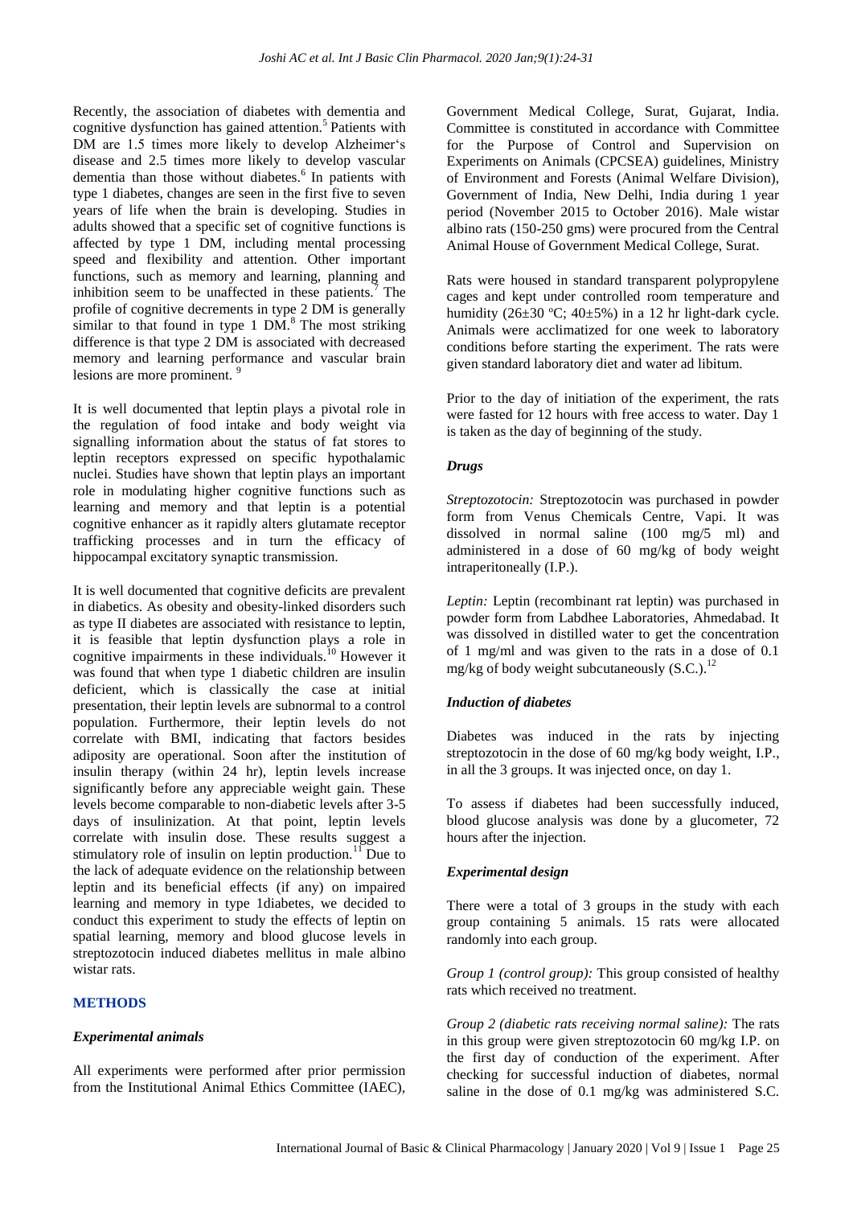Recently, the association of diabetes with dementia and cognitive dysfunction has gained attention.[5] Patients with DM are 1.5 times more likely to develop Alzheimer's disease and 2.5 times more likely to develop vascular dementia than those without diabetes.[6] In patients with type 1 diabetes, changes are seen in the first five to seven years of life when the brain is developing. Studies in adults showed that a specific set of cognitive functions is affected by type 1 DM, including mental processing speed and flexibility and attention. Other important functions, such as memory and learning, planning and inhibition seem to be unaffected in these patients.[7] The profile of cognitive decrements in type 2 DM is generally similar to that found in type 1 DM.[8] The most striking difference is that type 2 DM is associated with decreased memory and learning performance and vascular brain lesions are more prominent.[9]

It is well documented that leptin plays a pivotal role in the regulation of food intake and body weight via signalling information about the status of fat stores to leptin receptors expressed on specific hypothalamic nuclei. Studies have shown that leptin plays an important role in modulating higher cognitive functions such as learning and memory and that leptin is a potential cognitive enhancer as it rapidly alters glutamate receptor trafficking processes and in turn the efficacy of hippocampal excitatory synaptic transmission.

It is well documented that cognitive deficits are prevalent in diabetics. As obesity and obesity-linked disorders such as type II diabetes are associated with resistance to leptin, it is feasible that leptin dysfunction plays a role in cognitive impairments in these individuals.[10] However it was found that when type 1 diabetic children are insulin deficient, which is classically the case at initial presentation, their leptin levels are subnormal to a control population. Furthermore, their leptin levels do not correlate with BMI, indicating that factors besides adiposity are operational. Soon after the institution of insulin therapy (within 24 hr), leptin levels increase significantly before any appreciable weight gain. These levels become comparable to non-diabetic levels after 3-5 days of insulinization. At that point, leptin levels correlate with insulin dose. These results suggest a stimulatory role of insulin on leptin production.[11] Due to the lack of adequate evidence on the relationship between leptin and its beneficial effects (if any) on impaired learning and memory in type 1diabetes, we decided to conduct this experiment to study the effects of leptin on spatial learning, memory and blood glucose levels in streptozotocin induced diabetes mellitus in male albino wistar rats.

## METHODS

### *Experimental animals*

All experiments were performed after prior permission from the Institutional Animal Ethics Committee (IAEC), Government Medical College, Surat, Gujarat, India. Committee is constituted in accordance with Committee for the Purpose of Control and Supervision on Experiments on Animals (CPCSEA) guidelines, Ministry of Environment and Forests (Animal Welfare Division), Government of India, New Delhi, India during 1 year period (November 2015 to October 2016). Male wistar albino rats (150-250 gms) were procured from the Central Animal House of Government Medical College, Surat.

Rats were housed in standard transparent polypropylene cages and kept under controlled room temperature and humidity (26±30 ºC; 40±5%) in a 12 hr light-dark cycle. Animals were acclimatized for one week to laboratory conditions before starting the experiment. The rats were given standard laboratory diet and water ad libitum.

Prior to the day of initiation of the experiment, the rats were fasted for 12 hours with free access to water. Day 1 is taken as the day of beginning of the study.

### *Drugs*

*Streptozotocin:* Streptozotocin was purchased in powder form from Venus Chemicals Centre, Vapi. It was dissolved in normal saline (100 mg/5 ml) and administered in a dose of 60 mg/kg of body weight intraperitoneally (I.P.).

*Leptin:* Leptin (recombinant rat leptin) was purchased in powder form from Labdhee Laboratories, Ahmedabad. It was dissolved in distilled water to get the concentration of 1 mg/ml and was given to the rats in a dose of 0.1 mg/kg of body weight subcutaneously (S.C.).[12]

### *Induction of diabetes*

Diabetes was induced in the rats by injecting streptozotocin in the dose of 60 mg/kg body weight, I.P., in all the 3 groups. It was injected once, on day 1.

To assess if diabetes had been successfully induced, blood glucose analysis was done by a glucometer, 72 hours after the injection.

### *Experimental design*

There were a total of 3 groups in the study with each group containing 5 animals. 15 rats were allocated randomly into each group.

*Group 1 (control group):* This group consisted of healthy rats which received no treatment.

*Group 2 (diabetic rats receiving normal saline):* The rats in this group were given streptozotocin 60 mg/kg I.P. on the first day of conduction of the experiment. After checking for successful induction of diabetes, normal saline in the dose of 0.1 mg/kg was administered S.C.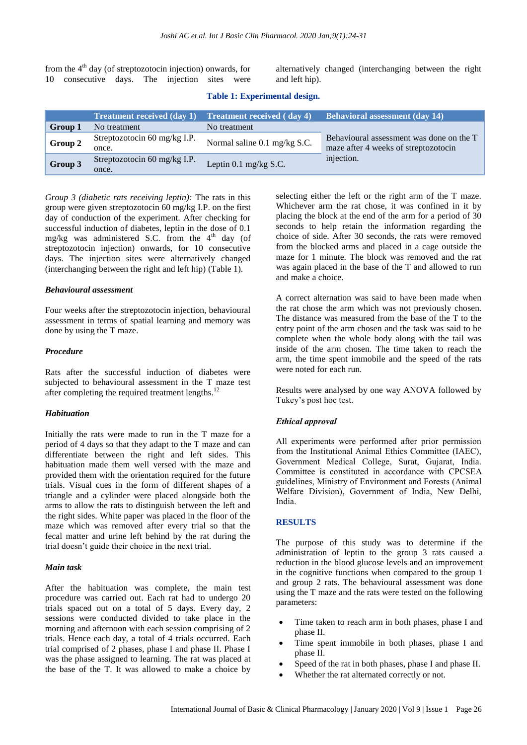from the 4th day (of streptozotocin injection) onwards, for 10 consecutive days. The injection sites were alternatively changed (interchanging between the right and left hip).

**Table 1: Experimental design.**

| | Treatment received (day 1) | Treatment received ( day 4) | Behavioral assessment (day 14) |
|---|---|---|---|
| **Group 1** | No treatment | No treatment | |
| **Group 2** | Streptozotocin 60 mg/kg I.P. once. | Normal saline 0.1 mg/kg S.C. | Behavioural assessment was done on the T maze after 4 weeks of streptozotocin injection. |
| **Group 3** | Streptozotocin 60 mg/kg I.P. once. | Leptin 0.1 mg/kg S.C. | |

*Group 3 (diabetic rats receiving leptin):* The rats in this group were given streptozotocin 60 mg/kg I.P. on the first day of conduction of the experiment. After checking for successful induction of diabetes, leptin in the dose of 0.1 mg/kg was administered S.C. from the 4th day (of streptozotocin injection) onwards, for 10 consecutive days. The injection sites were alternatively changed (interchanging between the right and left hip) (Table 1).

### *Behavioural assessment*

Four weeks after the streptozotocin injection, behavioural assessment in terms of spatial learning and memory was done by using the T maze.

### *Procedure*

Rats after the successful induction of diabetes were subjected to behavioural assessment in the T maze test after completing the required treatment lengths.[12]

### *Habituation*

Initially the rats were made to run in the T maze for a period of 4 days so that they adapt to the T maze and can differentiate between the right and left sides. This habituation made them well versed with the maze and provided them with the orientation required for the future trials. Visual cues in the form of different shapes of a triangle and a cylinder were placed alongside both the arms to allow the rats to distinguish between the left and the right sides. White paper was placed in the floor of the maze which was removed after every trial so that the fecal matter and urine left behind by the rat during the trial doesn't guide their choice in the next trial.

### *Main task*

After the habituation was complete, the main test procedure was carried out. Each rat had to undergo 20 trials spaced out on a total of 5 days. Every day, 2 sessions were conducted divided to take place in the morning and afternoon with each session comprising of 2 trials. Hence each day, a total of 4 trials occurred. Each trial comprised of 2 phases, phase I and phase II. Phase I was the phase assigned to learning. The rat was placed at the base of the T. It was allowed to make a choice by selecting either the left or the right arm of the T maze. Whichever arm the rat chose, it was confined in it by placing the block at the end of the arm for a period of 30 seconds to help retain the information regarding the choice of side. After 30 seconds, the rats were removed from the blocked arms and placed in a cage outside the maze for 1 minute. The block was removed and the rat was again placed in the base of the T and allowed to run and make a choice.

A correct alternation was said to have been made when the rat chose the arm which was not previously chosen. The distance was measured from the base of the T to the entry point of the arm chosen and the task was said to be complete when the whole body along with the tail was inside of the arm chosen. The time taken to reach the arm, the time spent immobile and the speed of the rats were noted for each run.

Results were analysed by one way ANOVA followed by Tukey's post hoc test.

### *Ethical approval*

All experiments were performed after prior permission from the Institutional Animal Ethics Committee (IAEC), Government Medical College, Surat, Gujarat, India. Committee is constituted in accordance with CPCSEA guidelines, Ministry of Environment and Forests (Animal Welfare Division), Government of India, New Delhi, India.

## RESULTS

The purpose of this study was to determine if the administration of leptin to the group 3 rats caused a reduction in the blood glucose levels and an improvement in the cognitive functions when compared to the group 1 and group 2 rats. The behavioural assessment was done using the T maze and the rats were tested on the following parameters:

- Time taken to reach arm in both phases, phase I and phase II.
- Time spent immobile in both phases, phase I and phase II.
- Speed of the rat in both phases, phase I and phase II.
- Whether the rat alternated correctly or not.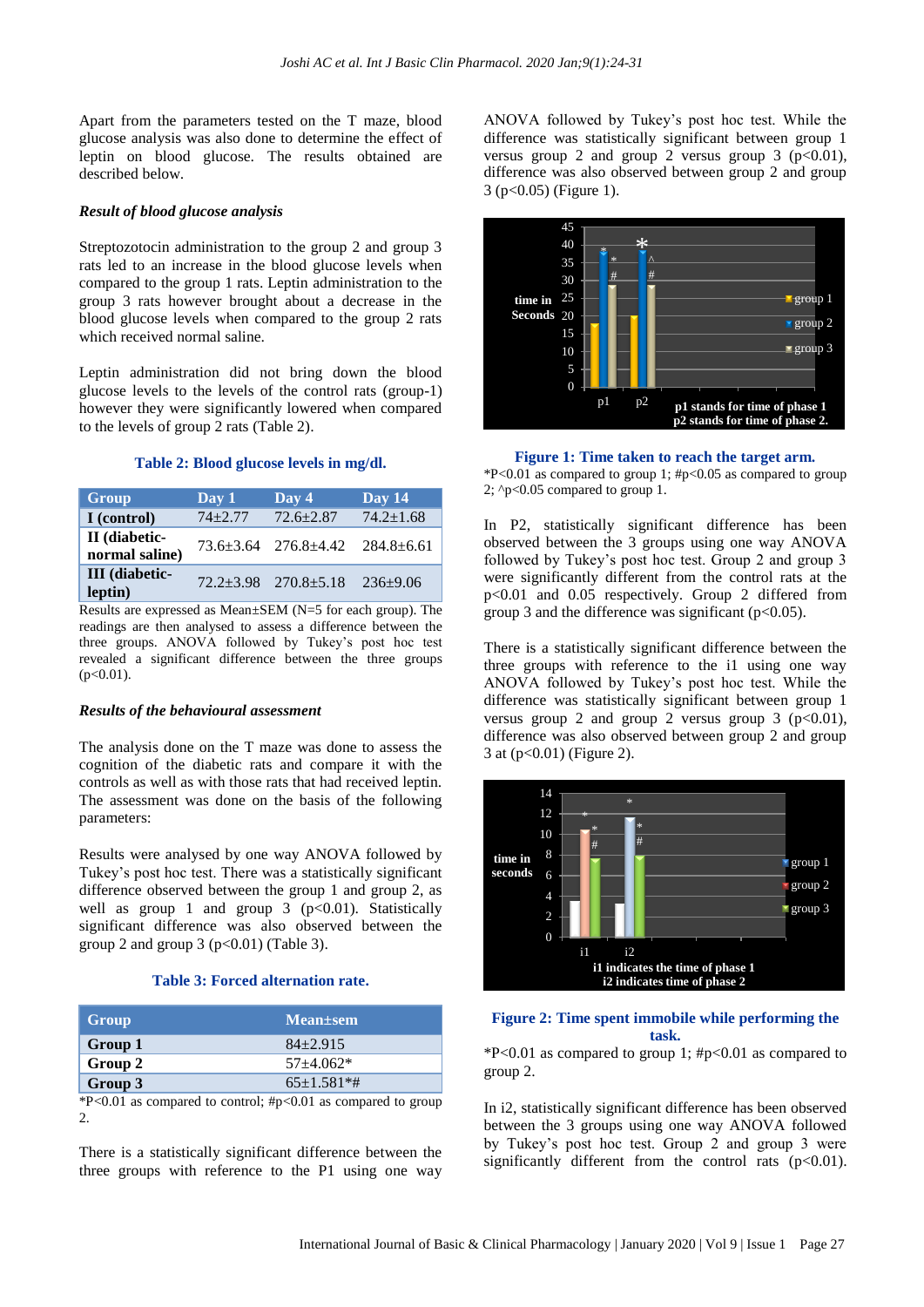Apart from the parameters tested on the T maze, blood glucose analysis was also done to determine the effect of leptin on blood glucose. The results obtained are described below.

### *Result of blood glucose analysis*

Streptozotocin administration to the group 2 and group 3 rats led to an increase in the blood glucose levels when compared to the group 1 rats. Leptin administration to the group 3 rats however brought about a decrease in the blood glucose levels when compared to the group 2 rats which received normal saline.

Leptin administration did not bring down the blood glucose levels to the levels of the control rats (group-1) however they were significantly lowered when compared to the levels of group 2 rats (Table 2).

**Table 2: Blood glucose levels in mg/dl.**

| Group | Day 1 | Day 4 | Day 14 |
|---|---|---|---|
| **I (control)** | 74±2.77 | 72.6±2.87 | 74.2±1.68 |
| **II (diabetic-normal saline)** | 73.6±3.64 | 276.8±4.42 | 284.8±6.61 |
| **III (diabetic-leptin)** | 72.2±3.98 | 270.8±5.18 | 236±9.06 |

Results are expressed as Mean±SEM (N=5 for each group). The readings are then analysed to assess a difference between the three groups. ANOVA followed by Tukey's post hoc test revealed a significant difference between the three groups ($p<0.01$).

### *Results of the behavioural assessment*

The analysis done on the T maze was done to assess the cognition of the diabetic rats and compare it with the controls as well as with those rats that had received leptin. The assessment was done on the basis of the following parameters:

Results were analysed by one way ANOVA followed by Tukey's post hoc test. There was a statistically significant difference observed between the group 1 and group 2, as well as group 1 and group 3 ($p<0.01$). Statistically significant difference was also observed between the group 2 and group 3 ($p<0.01$) (Table 3).

**Table 3: Forced alternation rate.**

| Group | Mean±sem |
|---|---|
| **Group 1** | 84±2.915 |
| **Group 2** | 57±4.062* |
| **Group 3** | 65±1.581*# |

*P<0.01 as compared to control; #p<0.01 as compared to group 2.

There is a statistically significant difference between the three groups with reference to the P1 using one way ANOVA followed by Tukey's post hoc test. While the difference was statistically significant between group 1 versus group 2 and group 2 versus group 3 ($p<0.01$), difference was also observed between group 2 and group 3 ($p<0.05$) (Figure 1).

**Figure 1: Time taken to reach the target arm.**

*P<0.01 as compared to group 1; #p<0.05 as compared to group 2; ^p<0.05 compared to group 1.

In P2, statistically significant difference has been observed between the 3 groups using one way ANOVA followed by Tukey's post hoc test. Group 2 and group 3 were significantly different from the control rats at the $p<0.01$ and 0.05 respectively. Group 2 differed from group 3 and the difference was significant ($p<0.05$).

There is a statistically significant difference between the three groups with reference to the i1 using one way ANOVA followed by Tukey's post hoc test. While the difference was statistically significant between group 1 versus group 2 and group 2 versus group 3 ($p<0.01$), difference was also observed between group 2 and group 3 at ($p<0.01$) (Figure 2).

**Figure 2: Time spent immobile while performing the task.**

*P<0.01 as compared to group 1; #p<0.01 as compared to group 2.

In i2, statistically significant difference has been observed between the 3 groups using one way ANOVA followed by Tukey's post hoc test. Group 2 and group 3 were significantly different from the control rats ($p<0.01$).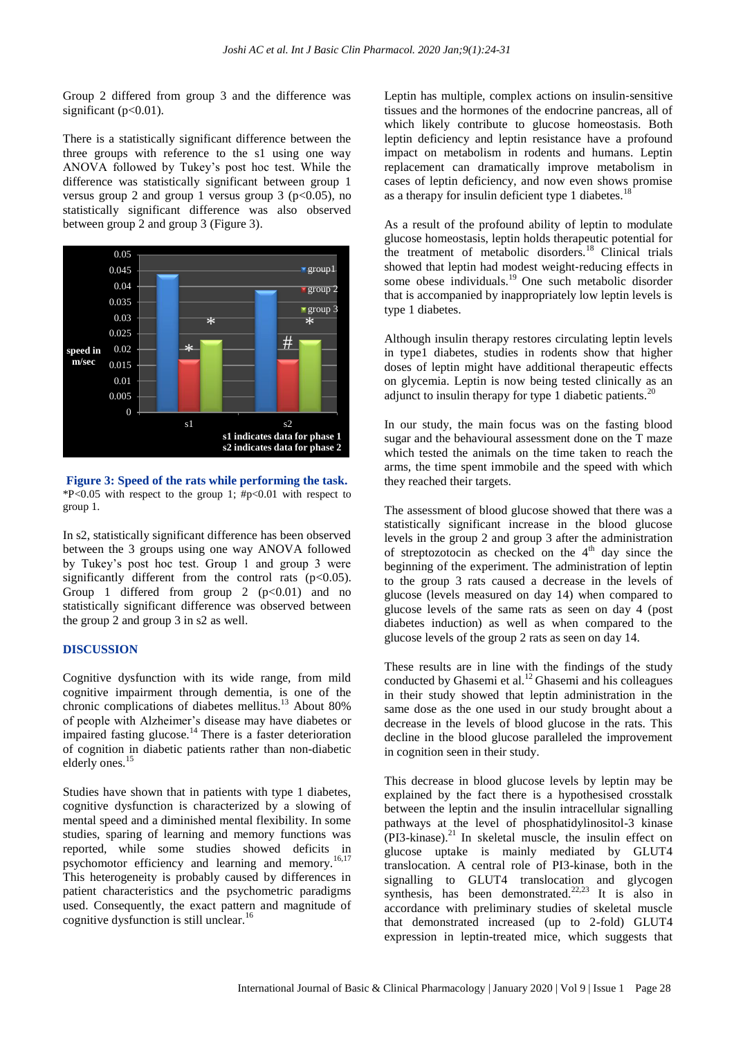Group 2 differed from group 3 and the difference was significant ($p<0.01$).

There is a statistically significant difference between the three groups with reference to the s1 using one way ANOVA followed by Tukey's post hoc test. While the difference was statistically significant between group 1 versus group 2 and group 1 versus group 3 ($p<0.05$), no statistically significant difference was also observed between group 2 and group 3 (Figure 3).

**Figure 3: Speed of the rats while performing the task.**
*P<0.05 with respect to the group 1; #p<0.01 with respect to group 1.

In s2, statistically significant difference has been observed between the 3 groups using one way ANOVA followed by Tukey's post hoc test. Group 1 and group 3 were significantly different from the control rats ($p<0.05$). Group 1 differed from group 2 ($p<0.01$) and no statistically significant difference was observed between the group 2 and group 3 in s2 as well.

## DISCUSSION

Cognitive dysfunction with its wide range, from mild cognitive impairment through dementia, is one of the chronic complications of diabetes mellitus.[13] About 80% of people with Alzheimer's disease may have diabetes or impaired fasting glucose.[14] There is a faster deterioration of cognition in diabetic patients rather than non-diabetic elderly ones.[15]

Studies have shown that in patients with type 1 diabetes, cognitive dysfunction is characterized by a slowing of mental speed and a diminished mental flexibility. In some studies, sparing of learning and memory functions was reported, while some studies showed deficits in psychomotor efficiency and learning and memory.[16,17] This heterogeneity is probably caused by differences in patient characteristics and the psychometric paradigms used. Consequently, the exact pattern and magnitude of cognitive dysfunction is still unclear.[16]

Leptin has multiple, complex actions on insulin-sensitive tissues and the hormones of the endocrine pancreas, all of which likely contribute to glucose homeostasis. Both leptin deficiency and leptin resistance have a profound impact on metabolism in rodents and humans. Leptin replacement can dramatically improve metabolism in cases of leptin deficiency, and now even shows promise as a therapy for insulin deficient type 1 diabetes.[18]

As a result of the profound ability of leptin to modulate glucose homeostasis, leptin holds therapeutic potential for the treatment of metabolic disorders.[18] Clinical trials showed that leptin had modest weight-reducing effects in some obese individuals.[19] One such metabolic disorder that is accompanied by inappropriately low leptin levels is type 1 diabetes.

Although insulin therapy restores circulating leptin levels in type1 diabetes, studies in rodents show that higher doses of leptin might have additional therapeutic effects on glycemia. Leptin is now being tested clinically as an adjunct to insulin therapy for type 1 diabetic patients.[20]

In our study, the main focus was on the fasting blood sugar and the behavioural assessment done on the T maze which tested the animals on the time taken to reach the arms, the time spent immobile and the speed with which they reached their targets.

The assessment of blood glucose showed that there was a statistically significant increase in the blood glucose levels in the group 2 and group 3 after the administration of streptozotocin as checked on the 4th day since the beginning of the experiment. The administration of leptin to the group 3 rats caused a decrease in the levels of glucose (levels measured on day 14) when compared to glucose levels of the same rats as seen on day 4 (post diabetes induction) as well as when compared to the glucose levels of the group 2 rats as seen on day 14.

These results are in line with the findings of the study conducted by Ghasemi et al.[12] Ghasemi and his colleagues in their study showed that leptin administration in the same dose as the one used in our study brought about a decrease in the levels of blood glucose in the rats. This decline in the blood glucose paralleled the improvement in cognition seen in their study.

This decrease in blood glucose levels by leptin may be explained by the fact there is a hypothesised crosstalk between the leptin and the insulin intracellular signalling pathways at the level of phosphatidylinositol-3 kinase (PI3-kinase).[21] In skeletal muscle, the insulin effect on glucose uptake is mainly mediated by GLUT4 translocation. A central role of PI3-kinase, both in the signalling to GLUT4 translocation and glycogen synthesis, has been demonstrated.[22,23] It is also in accordance with preliminary studies of skeletal muscle that demonstrated increased (up to 2-fold) GLUT4 expression in leptin-treated mice, which suggests that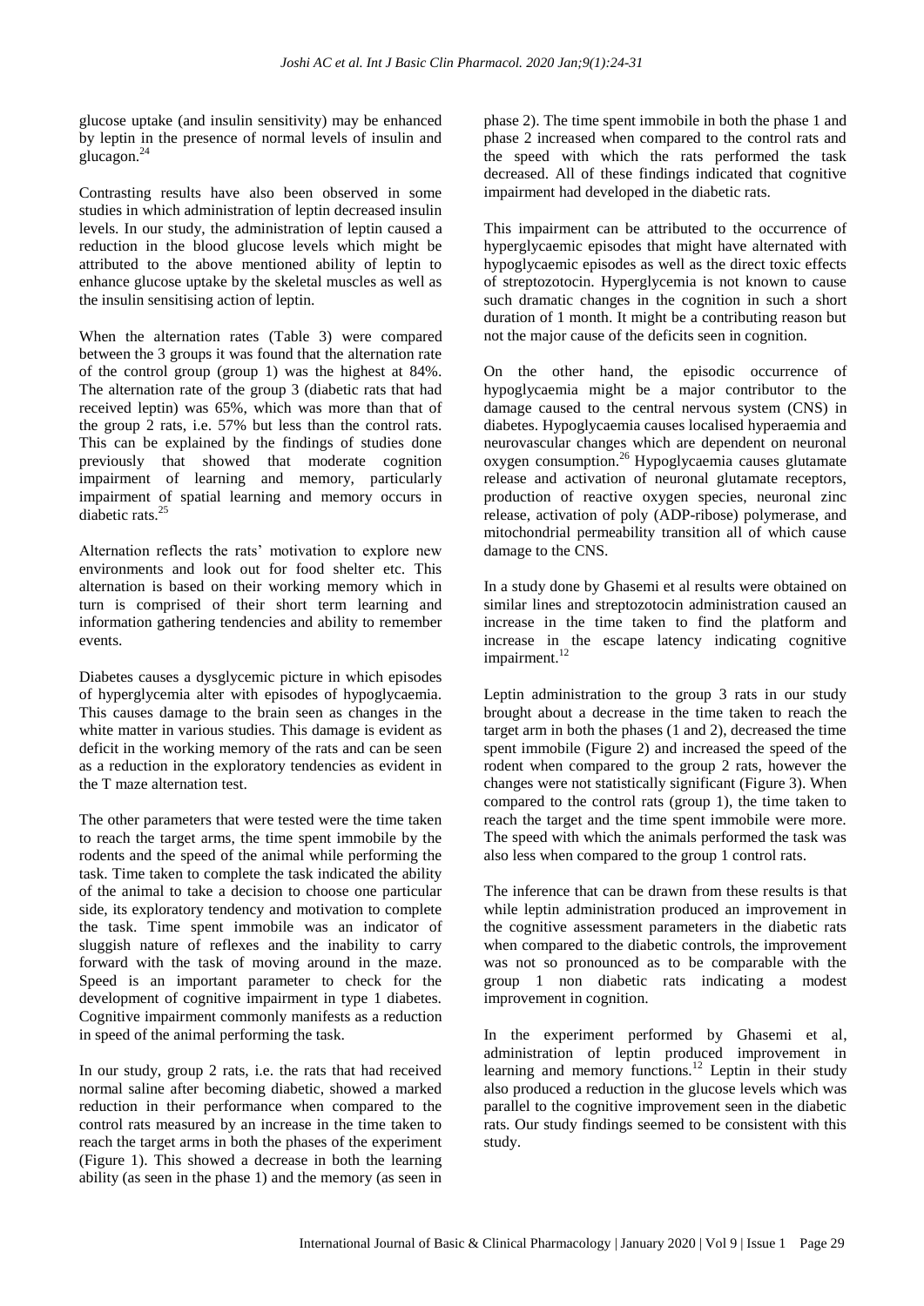glucose uptake (and insulin sensitivity) may be enhanced by leptin in the presence of normal levels of insulin and glucagon.[24]

Contrasting results have also been observed in some studies in which administration of leptin decreased insulin levels. In our study, the administration of leptin caused a reduction in the blood glucose levels which might be attributed to the above mentioned ability of leptin to enhance glucose uptake by the skeletal muscles as well as the insulin sensitising action of leptin.

When the alternation rates (Table 3) were compared between the 3 groups it was found that the alternation rate of the control group (group 1) was the highest at 84%. The alternation rate of the group 3 (diabetic rats that had received leptin) was 65%, which was more than that of the group 2 rats, i.e. 57% but less than the control rats. This can be explained by the findings of studies done previously that showed that moderate cognition impairment of learning and memory, particularly impairment of spatial learning and memory occurs in diabetic rats.[25]

Alternation reflects the rats' motivation to explore new environments and look out for food shelter etc. This alternation is based on their working memory which in turn is comprised of their short term learning and information gathering tendencies and ability to remember events.

Diabetes causes a dysglycemic picture in which episodes of hyperglycemia alter with episodes of hypoglycaemia. This causes damage to the brain seen as changes in the white matter in various studies. This damage is evident as deficit in the working memory of the rats and can be seen as a reduction in the exploratory tendencies as evident in the T maze alternation test.

The other parameters that were tested were the time taken to reach the target arms, the time spent immobile by the rodents and the speed of the animal while performing the task. Time taken to complete the task indicated the ability of the animal to take a decision to choose one particular side, its exploratory tendency and motivation to complete the task. Time spent immobile was an indicator of sluggish nature of reflexes and the inability to carry forward with the task of moving around in the maze. Speed is an important parameter to check for the development of cognitive impairment in type 1 diabetes. Cognitive impairment commonly manifests as a reduction in speed of the animal performing the task.

In our study, group 2 rats, i.e. the rats that had received normal saline after becoming diabetic, showed a marked reduction in their performance when compared to the control rats measured by an increase in the time taken to reach the target arms in both the phases of the experiment (Figure 1). This showed a decrease in both the learning ability (as seen in the phase 1) and the memory (as seen in phase 2). The time spent immobile in both the phase 1 and phase 2 increased when compared to the control rats and the speed with which the rats performed the task decreased. All of these findings indicated that cognitive impairment had developed in the diabetic rats.

This impairment can be attributed to the occurrence of hyperglycaemic episodes that might have alternated with hypoglycaemic episodes as well as the direct toxic effects of streptozotocin. Hyperglycemia is not known to cause such dramatic changes in the cognition in such a short duration of 1 month. It might be a contributing reason but not the major cause of the deficits seen in cognition.

On the other hand, the episodic occurrence of hypoglycaemia might be a major contributor to the damage caused to the central nervous system (CNS) in diabetes. Hypoglycaemia causes localised hyperaemia and neurovascular changes which are dependent on neuronal oxygen consumption.[26] Hypoglycaemia causes glutamate release and activation of neuronal glutamate receptors, production of reactive oxygen species, neuronal zinc release, activation of poly (ADP-ribose) polymerase, and mitochondrial permeability transition all of which cause damage to the CNS.

In a study done by Ghasemi et al results were obtained on similar lines and streptozotocin administration caused an increase in the time taken to find the platform and increase in the escape latency indicating cognitive impairment.[12]

Leptin administration to the group 3 rats in our study brought about a decrease in the time taken to reach the target arm in both the phases (1 and 2), decreased the time spent immobile (Figure 2) and increased the speed of the rodent when compared to the group 2 rats, however the changes were not statistically significant (Figure 3). When compared to the control rats (group 1), the time taken to reach the target and the time spent immobile were more. The speed with which the animals performed the task was also less when compared to the group 1 control rats.

The inference that can be drawn from these results is that while leptin administration produced an improvement in the cognitive assessment parameters in the diabetic rats when compared to the diabetic controls, the improvement was not so pronounced as to be comparable with the group 1 non diabetic rats indicating a modest improvement in cognition.

In the experiment performed by Ghasemi et al, administration of leptin produced improvement in learning and memory functions.[12] Leptin in their study also produced a reduction in the glucose levels which was parallel to the cognitive improvement seen in the diabetic rats. Our study findings seemed to be consistent with this study.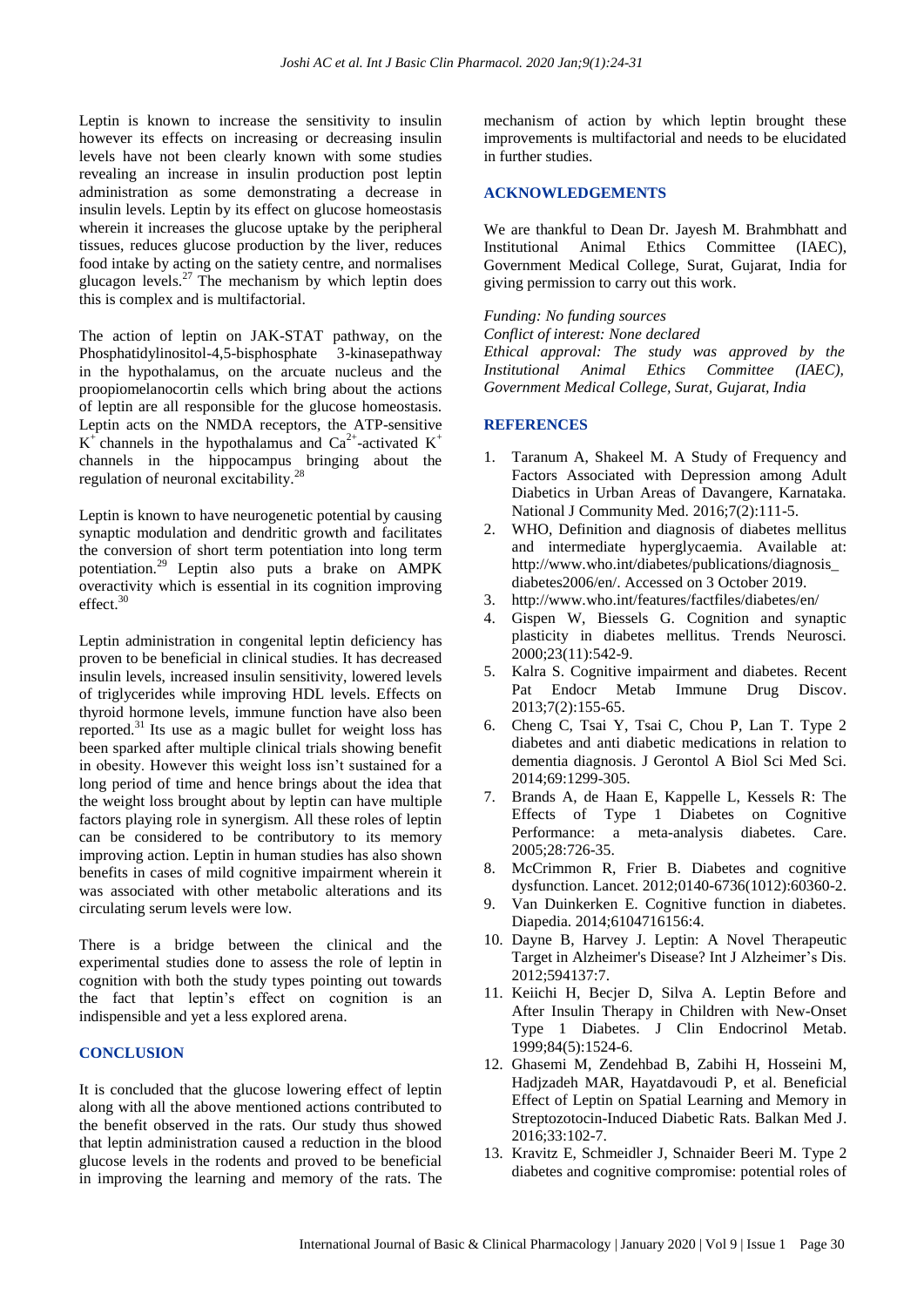Leptin is known to increase the sensitivity to insulin however its effects on increasing or decreasing insulin levels have not been clearly known with some studies revealing an increase in insulin production post leptin administration as some demonstrating a decrease in insulin levels. Leptin by its effect on glucose homeostasis wherein it increases the glucose uptake by the peripheral tissues, reduces glucose production by the liver, reduces food intake by acting on the satiety centre, and normalises glucagon levels.[27] The mechanism by which leptin does this is complex and is multifactorial.

The action of leptin on JAK-STAT pathway, on the Phosphatidylinositol-4,5-bisphosphate 3-kinasepathway in the hypothalamus, on the arcuate nucleus and the proopiomelanocortin cells which bring about the actions of leptin are all responsible for the glucose homeostasis. Leptin acts on the NMDA receptors, the ATP-sensitive $K^+$ channels in the hypothalamus and $Ca^{2+}$-activated $K^+$ channels in the hippocampus bringing about the regulation of neuronal excitability.[28]

Leptin is known to have neurogenetic potential by causing synaptic modulation and dendritic growth and facilitates the conversion of short term potentiation into long term potentiation.[29] Leptin also puts a brake on AMPK overactivity which is essential in its cognition improving effect.[30]

Leptin administration in congenital leptin deficiency has proven to be beneficial in clinical studies. It has decreased insulin levels, increased insulin sensitivity, lowered levels of triglycerides while improving HDL levels. Effects on thyroid hormone levels, immune function have also been reported.[31] Its use as a magic bullet for weight loss has been sparked after multiple clinical trials showing benefit in obesity. However this weight loss isn't sustained for a long period of time and hence brings about the idea that the weight loss brought about by leptin can have multiple factors playing role in synergism. All these roles of leptin can be considered to be contributory to its memory improving action. Leptin in human studies has also shown benefits in cases of mild cognitive impairment wherein it was associated with other metabolic alterations and its circulating serum levels were low.

There is a bridge between the clinical and the experimental studies done to assess the role of leptin in cognition with both the study types pointing out towards the fact that leptin's effect on cognition is an indispensible and yet a less explored arena.

## CONCLUSION

It is concluded that the glucose lowering effect of leptin along with all the above mentioned actions contributed to the benefit observed in the rats. Our study thus showed that leptin administration caused a reduction in the blood glucose levels in the rodents and proved to be beneficial in improving the learning and memory of the rats. The mechanism of action by which leptin brought these improvements is multifactorial and needs to be elucidated in further studies.

## ACKNOWLEDGEMENTS

We are thankful to Dean Dr. Jayesh M. Brahmbhatt and Institutional Animal Ethics Committee (IAEC), Government Medical College, Surat, Gujarat, India for giving permission to carry out this work.

*Funding: No funding sources*
*Conflict of interest: None declared*
*Ethical approval: The study was approved by the Institutional Animal Ethics Committee (IAEC), Government Medical College, Surat, Gujarat, India*

## REFERENCES

1. Taranum A, Shakeel M. A Study of Frequency and Factors Associated with Depression among Adult Diabetics in Urban Areas of Davangere, Karnataka. National J Community Med. 2016;7(2):111-5.
2. WHO, Definition and diagnosis of diabetes mellitus and intermediate hyperglycaemia. Available at: http://www.who.int/diabetes/publications/diagnosis_diabetes2006/en/. Accessed on 3 October 2019.
3. http://www.who.int/features/factfiles/diabetes/en/
4. Gispen W, Biessels G. Cognition and synaptic plasticity in diabetes mellitus. Trends Neurosci. 2000;23(11):542-9.
5. Kalra S. Cognitive impairment and diabetes. Recent Pat Endocr Metab Immune Drug Discov. 2013;7(2):155-65.
6. Cheng C, Tsai Y, Tsai C, Chou P, Lan T. Type 2 diabetes and anti diabetic medications in relation to dementia diagnosis. J Gerontol A Biol Sci Med Sci. 2014;69:1299-305.
7. Brands A, de Haan E, Kappelle L, Kessels R: The Effects of Type 1 Diabetes on Cognitive Performance: a meta-analysis diabetes. Care. 2005;28:726-35.
8. McCrimmon R, Frier B. Diabetes and cognitive dysfunction. Lancet. 2012;0140-6736(1012):60360-2.
9. Van Duinkerken E. Cognitive function in diabetes. Diapedia. 2014;6104716156:4.
10. Dayne B, Harvey J. Leptin: A Novel Therapeutic Target in Alzheimer's Disease? Int J Alzheimer's Dis. 2012;594137:7.
11. Keiichi H, Becjer D, Silva A. Leptin Before and After Insulin Therapy in Children with New-Onset Type 1 Diabetes. J Clin Endocrinol Metab. 1999;84(5):1524-6.
12. Ghasemi M, Zendehbad B, Zabihi H, Hosseini M, Hadjzadeh MAR, Hayatdavoudi P, et al. Beneficial Effect of Leptin on Spatial Learning and Memory in Streptozotocin-Induced Diabetic Rats. Balkan Med J. 2016;33:102-7.
13. Kravitz E, Schmeidler J, Schnaider Beeri M. Type 2 diabetes and cognitive compromise: potential roles of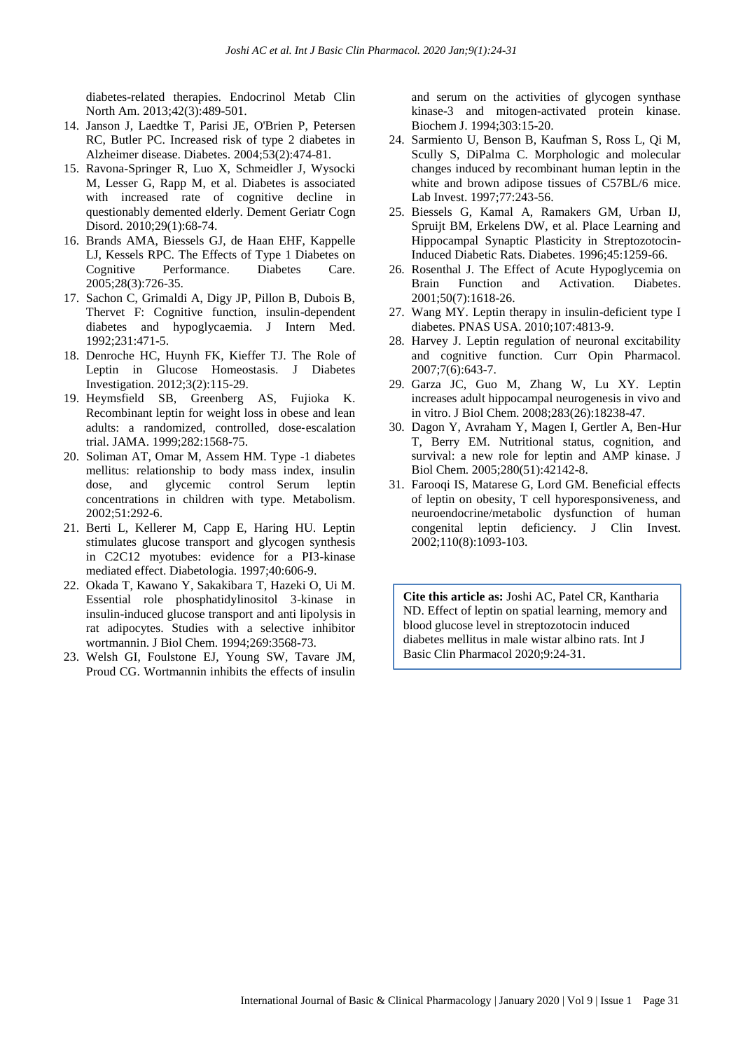diabetes-related therapies. Endocrinol Metab Clin North Am. 2013;42(3):489-501.

14. Janson J, Laedtke T, Parisi JE, O'Brien P, Petersen RC, Butler PC. Increased risk of type 2 diabetes in Alzheimer disease. Diabetes. 2004;53(2):474-81.
15. Ravona-Springer R, Luo X, Schmeidler J, Wysocki M, Lesser G, Rapp M, et al. Diabetes is associated with increased rate of cognitive decline in questionably demented elderly. Dement Geriatr Cogn Disord. 2010;29(1):68-74.
16. Brands AMA, Biessels GJ, de Haan EHF, Kappelle LJ, Kessels RPC. The Effects of Type 1 Diabetes on Cognitive Performance. Diabetes Care. 2005;28(3):726-35.
17. Sachon C, Grimaldi A, Digy JP, Pillon B, Dubois B, Thervet F: Cognitive function, insulin-dependent diabetes and hypoglycaemia. J Intern Med. 1992;231:471-5.
18. Denroche HC, Huynh FK, Kieffer TJ. The Role of Leptin in Glucose Homeostasis. J Diabetes Investigation. 2012;3(2):115-29.
19. Heymsfield SB, Greenberg AS, Fujioka K. Recombinant leptin for weight loss in obese and lean adults: a randomized, controlled, dose-escalation trial. JAMA. 1999;282:1568-75.
20. Soliman AT, Omar M, Assem HM. Type -1 diabetes mellitus: relationship to body mass index, insulin dose, and glycemic control Serum leptin concentrations in children with type. Metabolism. 2002;51:292-6.
21. Berti L, Kellerer M, Capp E, Haring HU. Leptin stimulates glucose transport and glycogen synthesis in C2C12 myotubes: evidence for a PI3-kinase mediated effect. Diabetologia. 1997;40:606-9.
22. Okada T, Kawano Y, Sakakibara T, Hazeki O, Ui M. Essential role phosphatidylinositol 3-kinase in insulin-induced glucose transport and anti lipolysis in rat adipocytes. Studies with a selective inhibitor wortmannin. J Biol Chem. 1994;269:3568-73.
23. Welsh GI, Foulstone EJ, Young SW, Tavare JM, Proud CG. Wortmannin inhibits the effects of insulin and serum on the activities of glycogen synthase kinase-3 and mitogen-activated protein kinase. Biochem J. 1994;303:15-20.
24. Sarmiento U, Benson B, Kaufman S, Ross L, Qi M, Scully S, DiPalma C. Morphologic and molecular changes induced by recombinant human leptin in the white and brown adipose tissues of C57BL/6 mice. Lab Invest. 1997;77:243-56.
25. Biessels G, Kamal A, Ramakers GM, Urban IJ, Spruijt BM, Erkelens DW, et al. Place Learning and Hippocampal Synaptic Plasticity in Streptozotocin-Induced Diabetic Rats. Diabetes. 1996;45:1259-66.
26. Rosenthal J. The Effect of Acute Hypoglycemia on Brain Function and Activation. Diabetes. 2001;50(7):1618-26.
27. Wang MY. Leptin therapy in insulin-deficient type I diabetes. PNAS USA. 2010;107:4813-9.
28. Harvey J. Leptin regulation of neuronal excitability and cognitive function. Curr Opin Pharmacol. 2007;7(6):643-7.
29. Garza JC, Guo M, Zhang W, Lu XY. Leptin increases adult hippocampal neurogenesis in vivo and in vitro. J Biol Chem. 2008;283(26):18238-47.
30. Dagon Y, Avraham Y, Magen I, Gertler A, Ben-Hur T, Berry EM. Nutritional status, cognition, and survival: a new role for leptin and AMP kinase. J Biol Chem. 2005;280(51):42142-8.
31. Farooqi IS, Matarese G, Lord GM. Beneficial effects of leptin on obesity, T cell hyporesponsiveness, and neuroendocrine/metabolic dysfunction of human congenital leptin deficiency. J Clin Invest. 2002;110(8):1093-103.

**Cite this article as:** Joshi AC, Patel CR, Kantharia ND. Effect of leptin on spatial learning, memory and blood glucose level in streptozotocin induced diabetes mellitus in male wistar albino rats. Int J Basic Clin Pharmacol 2020;9:24-31.